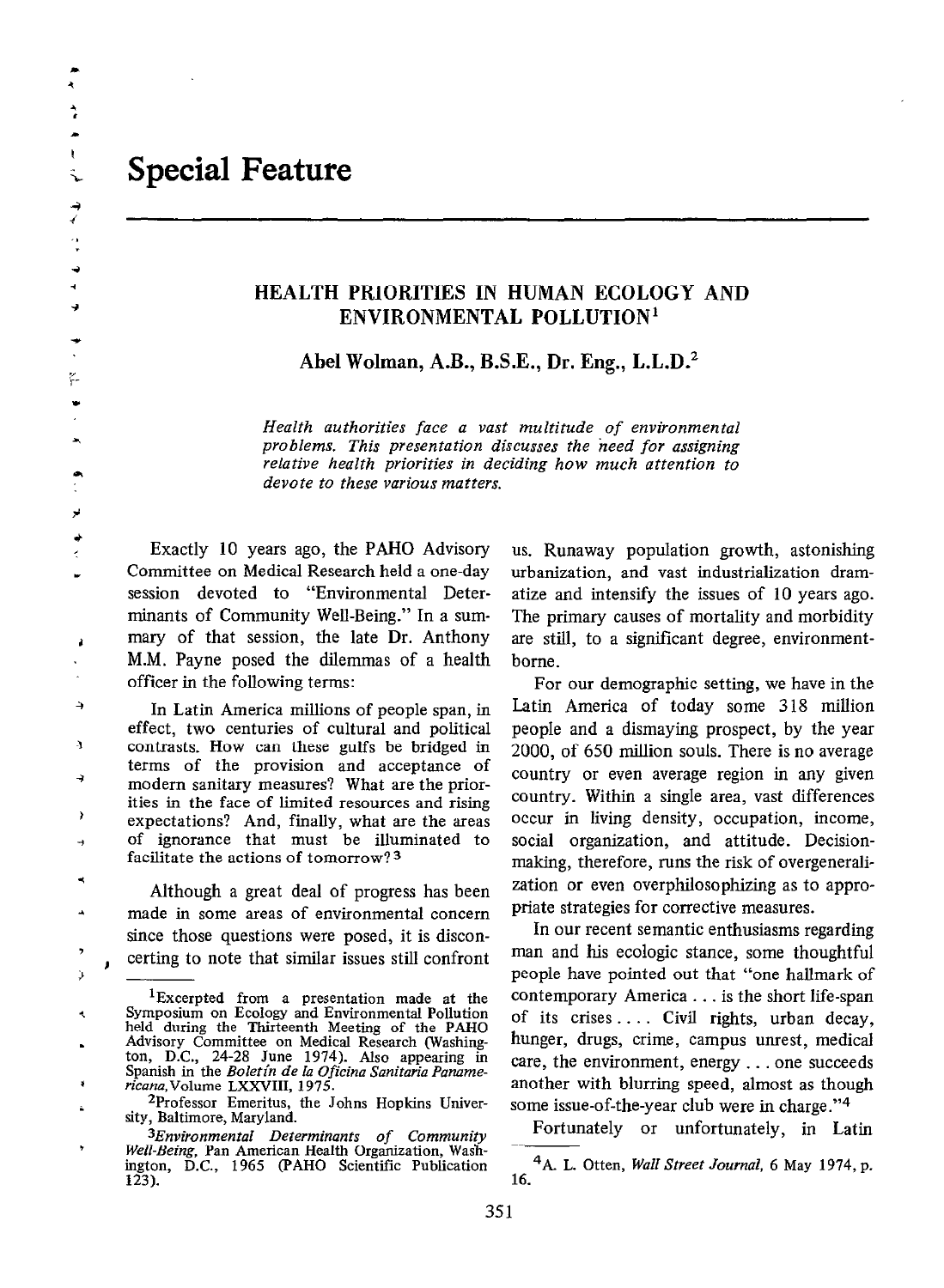# Special Feature

## HEALTH PRIORITIES IN HUMAN ECOLOGY AND ENVIRONMENTAL POLLUTION[1]

**Abel Wolman, A.B., B.S.E., Dr. Eng., L.L.D.[2]**

*Health authorities face a vast multitude of environmental problems. This presentation discusses the need for assigning relative health priorities in deciding how much attention to devote to these various matters.*

Exactly 10 years ago, the PAHO Advisory Committee on Medical Research held a one-day session devoted to "Environmental Determinants of Community Well-Being." In a summary of that session, the late Dr. Anthony M.M. Payne posed the dilemmas of a health officer in the following terms:

> In Latin America millions of people span, in effect, two centuries of cultural and political contrasts. How can these gulfs be bridged in terms of the provision and acceptance of modern sanitary measures? What are the priorities in the face of limited resources and rising expectations? And, finally, what are the areas of ignorance that must be illuminated to facilitate the actions of tomorrow?[3]

Although a great deal of progress has been made in some areas of environmental concern since those questions were posed, it is disconcerting to note that similar issues still confront us. Runaway population growth, astonishing urbanization, and vast industrialization dramatize and intensify the issues of 10 years ago. The primary causes of mortality and morbidity are still, to a significant degree, environment-borne.

For our demographic setting, we have in the Latin America of today some 318 million people and a dismaying prospect, by the year 2000, of 650 million souls. There is no average country or even average region in any given country. Within a single area, vast differences occur in living density, occupation, income, social organization, and attitude. Decision-making, therefore, runs the risk of overgeneralization or even overphilosophizing as to appropriate strategies for corrective measures.

In our recent semantic enthusiasms regarding man and his ecologic stance, some thoughtful people have pointed out that "one hallmark of contemporary America . . . is the short life-span of its crises . . . . Civil rights, urban decay, hunger, drugs, crime, campus unrest, medical care, the environment, energy . . . one succeeds another with blurring speed, almost as though some issue-of-the-year club were in charge."[4]

Fortunately or unfortunately, in Latin

---

[1]Excerpted from a presentation made at the Symposium on Ecology and Environmental Pollution held during the Thirteenth Meeting of the PAHO Advisory Committee on Medical Research (Washington, D.C., 24-28 June 1974). Also appearing in Spanish in the *Boletín de la Oficina Sanitaria Panamericana*, Volume LXXVIII, 1975.

[2]Professor Emeritus, the Johns Hopkins University, Baltimore, Maryland.

[3]*Environmental Determinants of Community Well-Being*, Pan American Health Organization, Washington, D.C., 1965 (PAHO Scientific Publication 123).

[4]A. L. Otten, *Wall Street Journal*, 6 May 1974, p. 16.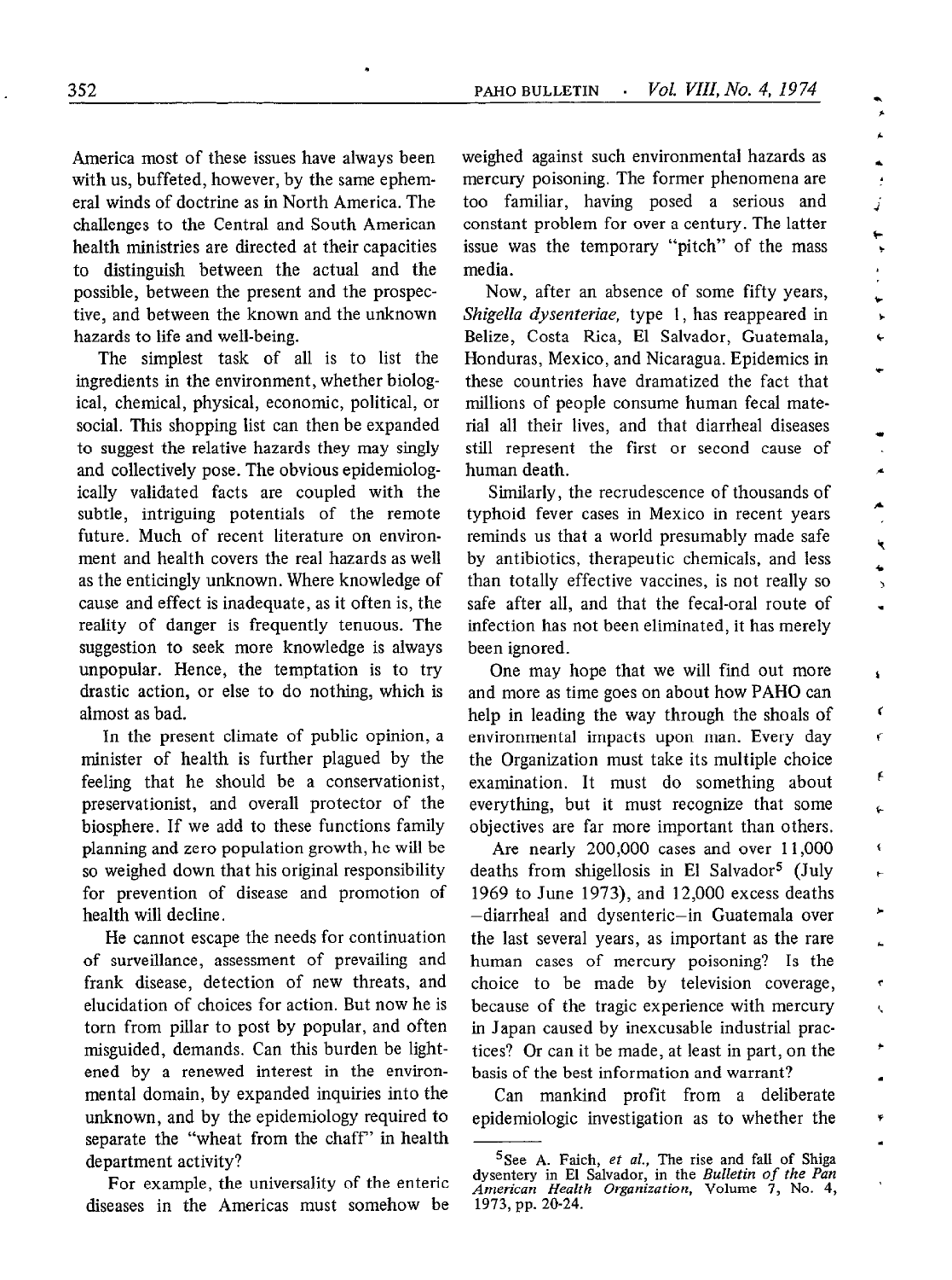America most of these issues have always been with us, buffeted, however, by the same ephemeral winds of doctrine as in North America. The challenges to the Central and South American health ministries are directed at their capacities to distinguish between the actual and the possible, between the present and the prospective, and between the known and the unknown hazards to life and well-being.

The simplest task of all is to list the ingredients in the environment, whether biological, chemical, physical, economic, political, or social. This shopping list can then be expanded to suggest the relative hazards they may singly and collectively pose. The obvious epidemiologically validated facts are coupled with the subtle, intriguing potentials of the remote future. Much of recent literature on environment and health covers the real hazards as well as the enticingly unknown. Where knowledge of cause and effect is inadequate, as it often is, the reality of danger is frequently tenuous. The suggestion to seek more knowledge is always unpopular. Hence, the temptation is to try drastic action, or else to do nothing, which is almost as bad.

In the present climate of public opinion, a minister of health is further plagued by the feeling that he should be a conservationist, preservationist, and overall protector of the biosphere. If we add to these functions family planning and zero population growth, he will be so weighed down that his original responsibility for prevention of disease and promotion of health will decline.

He cannot escape the needs for continuation of surveillance, assessment of prevailing and frank disease, detection of new threats, and elucidation of choices for action. But now he is torn from pillar to post by popular, and often misguided, demands. Can this burden be lightened by a renewed interest in the environmental domain, by expanded inquiries into the unknown, and by the epidemiology required to separate the "wheat from the chaff" in health department activity?

For example, the universality of the enteric diseases in the Americas must somehow be weighed against such environmental hazards as mercury poisoning. The former phenomena are too familiar, having posed a serious and constant problem for over a century. The latter issue was the temporary "pitch" of the mass media.

Now, after an absence of some fifty years, *Shigella dysenteriae*, type 1, has reappeared in Belize, Costa Rica, El Salvador, Guatemala, Honduras, Mexico, and Nicaragua. Epidemics in these countries have dramatized the fact that millions of people consume human fecal material all their lives, and that diarrheal diseases still represent the first or second cause of human death.

Similarly, the recrudescence of thousands of typhoid fever cases in Mexico in recent years reminds us that a world presumably made safe by antibiotics, therapeutic chemicals, and less than totally effective vaccines, is not really so safe after all, and that the fecal-oral route of infection has not been eliminated, it has merely been ignored.

One may hope that we will find out more and more as time goes on about how PAHO can help in leading the way through the shoals of environmental impacts upon man. Every day the Organization must take its multiple choice examination. It must do something about everything, but it must recognize that some objectives are far more important than others.

Are nearly 200,000 cases and over 11,000 deaths from shigellosis in El Salvador[5] (July 1969 to June 1973), and 12,000 excess deaths —diarrheal and dysenteric—in Guatemala over the last several years, as important as the rare human cases of mercury poisoning? Is the choice to be made by television coverage, because of the tragic experience with mercury in Japan caused by inexcusable industrial practices? Or can it be made, at least in part, on the basis of the best information and warrant?

Can mankind profit from a deliberate epidemiologic investigation as to whether the

---

[5] See A. Faich, *et al.*, The rise and fall of Shiga dysentery in El Salvador, in the *Bulletin of the Pan American Health Organization*, Volume 7, No. 4, 1973, pp. 20-24.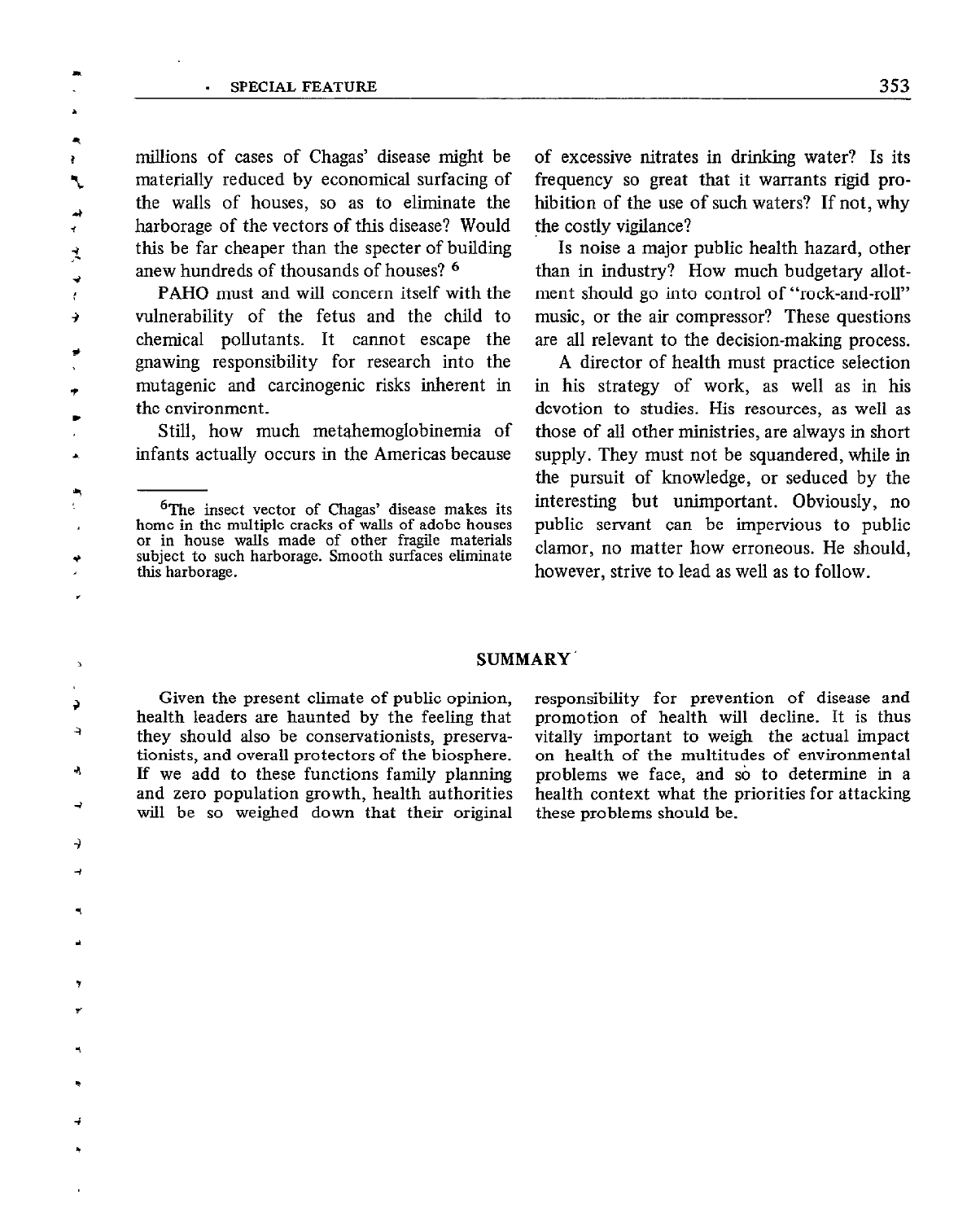millions of cases of Chagas' disease might be materially reduced by economical surfacing of the walls of houses, so as to eliminate the harborage of the vectors of this disease? Would this be far cheaper than the specter of building anew hundreds of thousands of houses? [6]

PAHO must and will concern itself with the vulnerability of the fetus and the child to chemical pollutants. It cannot escape the gnawing responsibility for research into the mutagenic and carcinogenic risks inherent in the environment.

Still, how much metahemoglobinemia of infants actually occurs in the Americas because of excessive nitrates in drinking water? Is its frequency so great that it warrants rigid prohibition of the use of such waters? If not, why the costly vigilance?

Is noise a major public health hazard, other than in industry? How much budgetary allotment should go into control of "rock-and-roll" music, or the air compressor? These questions are all relevant to the decision-making process.

A director of health must practice selection in his strategy of work, as well as in his devotion to studies. His resources, as well as those of all other ministries, are always in short supply. They must not be squandered, while in the pursuit of knowledge, or seduced by the interesting but unimportant. Obviously, no public servant can be impervious to public clamor, no matter how erroneous. He should, however, strive to lead as well as to follow.

[6]The insect vector of Chagas' disease makes its home in the multiple cracks of walls of adobe houses or in house walls made of other fragile materials subject to such harborage. Smooth surfaces eliminate this harborage.

## SUMMARY

Given the present climate of public opinion, health leaders are haunted by the feeling that they should also be conservationists, preservationists, and overall protectors of the biosphere. If we add to these functions family planning and zero population growth, health authorities will be so weighed down that their original responsibility for prevention of disease and promotion of health will decline. It is thus vitally important to weigh the actual impact on health of the multitudes of environmental problems we face, and so to determine in a health context what the priorities for attacking these problems should be.